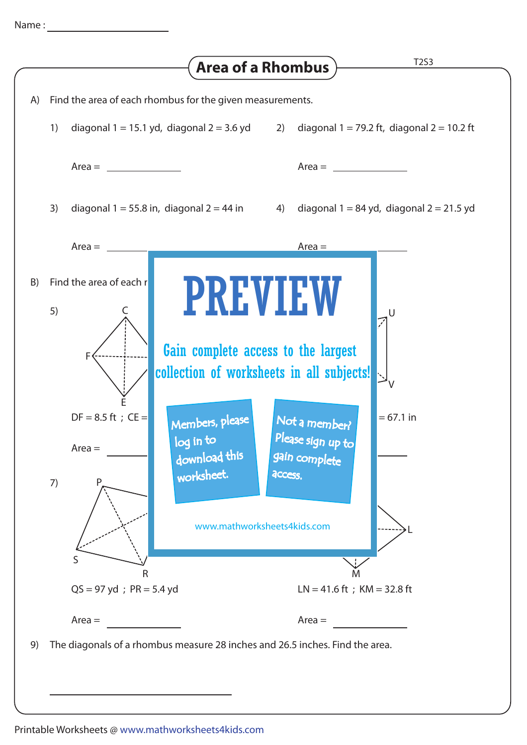Name : ____________________

# Area of a Rhombus

T2S3

A) Find the area of each rhombus for the given measurements.

1) diagonal 1 = 15.1 yd, diagonal 2 = 3.6 yd

Area = ____________

2) diagonal 1 = 79.2 ft, diagonal 2 = 10.2 ft

Area = ____________

3) diagonal 1 = 55.8 in, diagonal 2 = 44 in

Area = ____________

4) diagonal 1 = 84 yd, diagonal 2 = 21.5 yd

Area = ____________

PREVIEW

Gain complete access to the largest collection of worksheets in all subjects!

Members, please log in to download this worksheet.

Not a member? Please sign up to gain complete access.

www.mathworksheets4kids.com

B) Find the area of each r

5) C F E

DF = 8.5 ft ; CE =

Area = ____________

6) U V

= 67.1 in

Area = ____________

7) P S R

QS = 97 yd ; PR = 5.4 yd

Area = ____________

8) L M

LN = 41.6 ft ; KM = 32.8 ft

Area = ____________

9) The diagonals of a rhombus measure 28 inches and 26.5 inches. Find the area.

____________________

Printable Worksheets @ www.mathworksheets4kids.com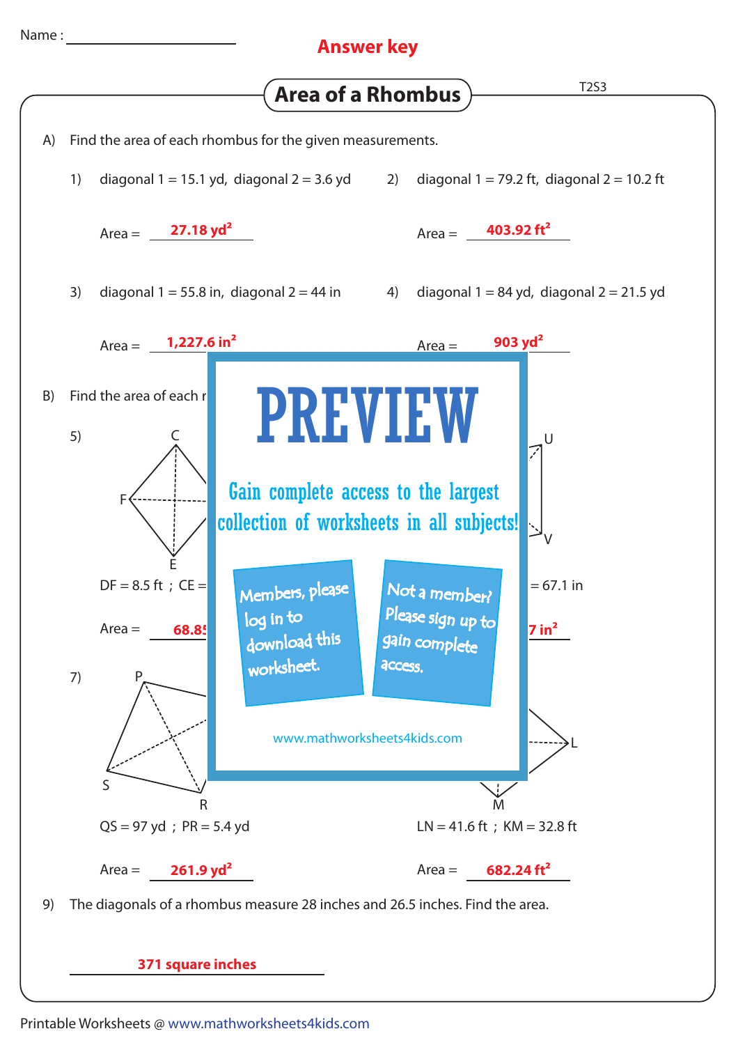Name : ____________________

**Answer key**

# Area of a Rhombus

T2S3

A) Find the area of each rhombus for the given measurements.

1) diagonal 1 = 15.1 yd, diagonal 2 = 3.6 yd

Area = **27.18 yd²**

2) diagonal 1 = 79.2 ft, diagonal 2 = 10.2 ft

Area = **403.92 ft²**

3) diagonal 1 = 55.8 in, diagonal 2 = 44 in

Area = **1,227.6 in²**

4) diagonal 1 = 84 yd, diagonal 2 = 21.5 yd

Area = **903 yd²**

B) Find the area of each r

5)

C

F

E

DF = 8.5 ft ; CE =

Area = **68.8**

U

V

= 67.1 in

**7 in²**

7)

P

S

R

QS = 97 yd ; PR = 5.4 yd

Area = **261.9 yd²**

L

M

LN = 41.6 ft ; KM = 32.8 ft

Area = **682.24 ft²**

9) The diagonals of a rhombus measure 28 inches and 26.5 inches. Find the area.

**371 square inches**

PREVIEW

Gain complete access to the largest collection of worksheets in all subjects!

Members, please log in to download this worksheet.

Not a member? Please sign up to gain complete access.

www.mathworksheets4kids.com

Printable Worksheets @ www.mathworksheets4kids.com